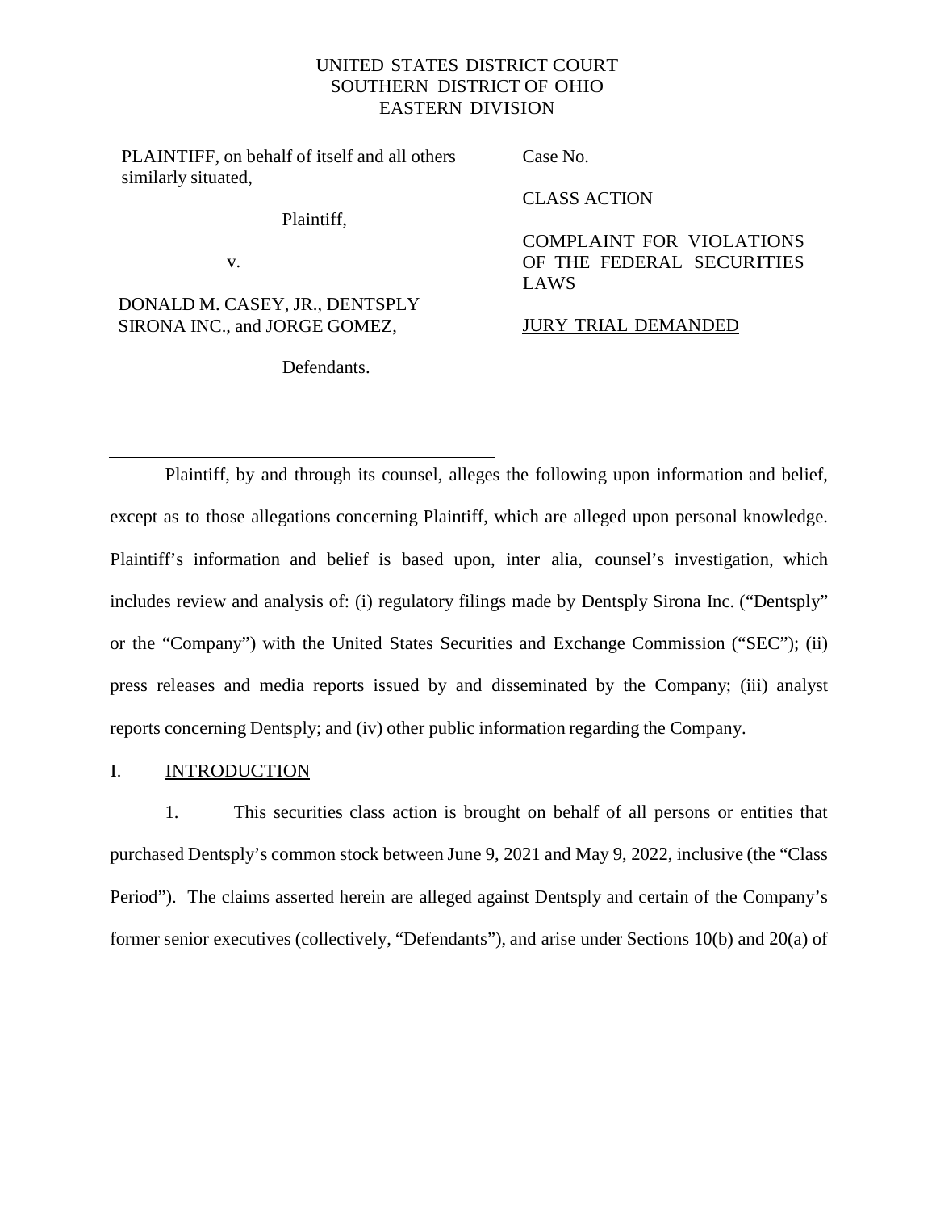UNITED STATES DISTRICT COURT
SOUTHERN DISTRICT OF OHIO
EASTERN DIVISION

| | |
|---|---|
| PLAINTIFF, on behalf of itself and all others similarly situated,<br><br>Plaintiff,<br><br>v.<br><br>DONALD M. CASEY, JR., DENTSPLY SIRONA INC., and JORGE GOMEZ,<br><br>Defendants. | Case No.<br><br><u>CLASS ACTION</u><br><br>COMPLAINT FOR VIOLATIONS OF THE FEDERAL SECURITIES LAWS<br><br><u>JURY TRIAL DEMANDED</u> |

Plaintiff, by and through its counsel, alleges the following upon information and belief, except as to those allegations concerning Plaintiff, which are alleged upon personal knowledge. Plaintiff's information and belief is based upon, inter alia, counsel's investigation, which includes review and analysis of: (i) regulatory filings made by Dentsply Sirona Inc. ("Dentsply" or the "Company") with the United States Securities and Exchange Commission ("SEC"); (ii) press releases and media reports issued by and disseminated by the Company; (iii) analyst reports concerning Dentsply; and (iv) other public information regarding the Company.

## I. <u>INTRODUCTION</u>

1. This securities class action is brought on behalf of all persons or entities that purchased Dentsply's common stock between June 9, 2021 and May 9, 2022, inclusive (the "Class Period"). The claims asserted herein are alleged against Dentsply and certain of the Company's former senior executives (collectively, "Defendants"), and arise under Sections 10(b) and 20(a) of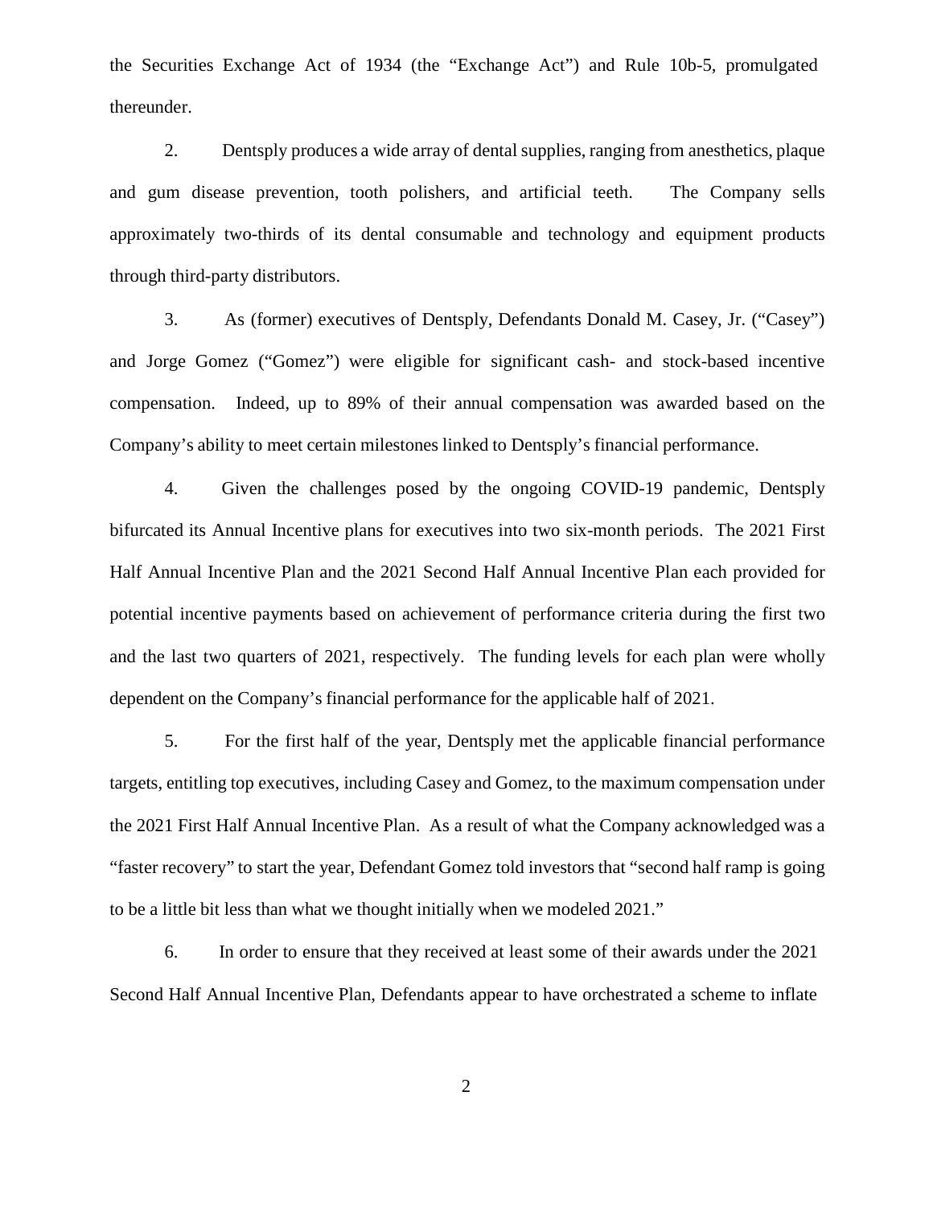the Securities Exchange Act of 1934 (the "Exchange Act") and Rule 10b-5, promulgated thereunder.

2. Dentsply produces a wide array of dental supplies, ranging from anesthetics, plaque and gum disease prevention, tooth polishers, and artificial teeth. The Company sells approximately two-thirds of its dental consumable and technology and equipment products through third-party distributors.

3. As (former) executives of Dentsply, Defendants Donald M. Casey, Jr. ("Casey") and Jorge Gomez ("Gomez") were eligible for significant cash- and stock-based incentive compensation. Indeed, up to 89% of their annual compensation was awarded based on the Company's ability to meet certain milestones linked to Dentsply's financial performance.

4. Given the challenges posed by the ongoing COVID-19 pandemic, Dentsply bifurcated its Annual Incentive plans for executives into two six-month periods. The 2021 First Half Annual Incentive Plan and the 2021 Second Half Annual Incentive Plan each provided for potential incentive payments based on achievement of performance criteria during the first two and the last two quarters of 2021, respectively. The funding levels for each plan were wholly dependent on the Company's financial performance for the applicable half of 2021.

5. For the first half of the year, Dentsply met the applicable financial performance targets, entitling top executives, including Casey and Gomez, to the maximum compensation under the 2021 First Half Annual Incentive Plan. As a result of what the Company acknowledged was a "faster recovery" to start the year, Defendant Gomez told investors that "second half ramp is going to be a little bit less than what we thought initially when we modeled 2021."

6. In order to ensure that they received at least some of their awards under the 2021 Second Half Annual Incentive Plan, Defendants appear to have orchestrated a scheme to inflate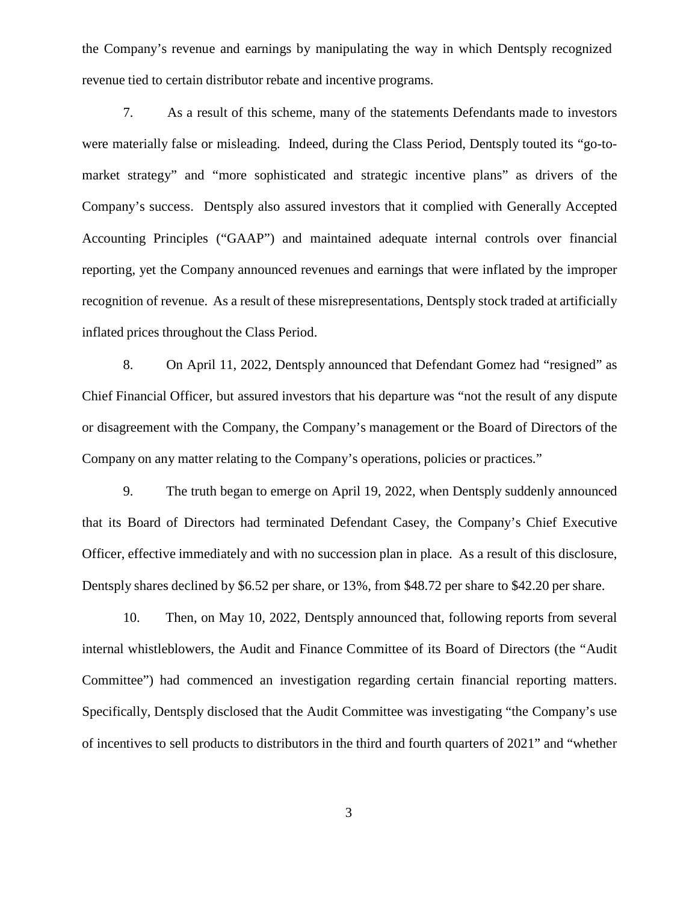the Company's revenue and earnings by manipulating the way in which Dentsply recognized revenue tied to certain distributor rebate and incentive programs.

7. As a result of this scheme, many of the statements Defendants made to investors were materially false or misleading. Indeed, during the Class Period, Dentsply touted its "go-to-market strategy" and "more sophisticated and strategic incentive plans" as drivers of the Company's success. Dentsply also assured investors that it complied with Generally Accepted Accounting Principles ("GAAP") and maintained adequate internal controls over financial reporting, yet the Company announced revenues and earnings that were inflated by the improper recognition of revenue. As a result of these misrepresentations, Dentsply stock traded at artificially inflated prices throughout the Class Period.

8. On April 11, 2022, Dentsply announced that Defendant Gomez had "resigned" as Chief Financial Officer, but assured investors that his departure was "not the result of any dispute or disagreement with the Company, the Company's management or the Board of Directors of the Company on any matter relating to the Company's operations, policies or practices."

9. The truth began to emerge on April 19, 2022, when Dentsply suddenly announced that its Board of Directors had terminated Defendant Casey, the Company's Chief Executive Officer, effective immediately and with no succession plan in place. As a result of this disclosure, Dentsply shares declined by $6.52 per share, or 13%, from $48.72 per share to $42.20 per share.

10. Then, on May 10, 2022, Dentsply announced that, following reports from several internal whistleblowers, the Audit and Finance Committee of its Board of Directors (the "Audit Committee") had commenced an investigation regarding certain financial reporting matters. Specifically, Dentsply disclosed that the Audit Committee was investigating "the Company's use of incentives to sell products to distributors in the third and fourth quarters of 2021" and "whether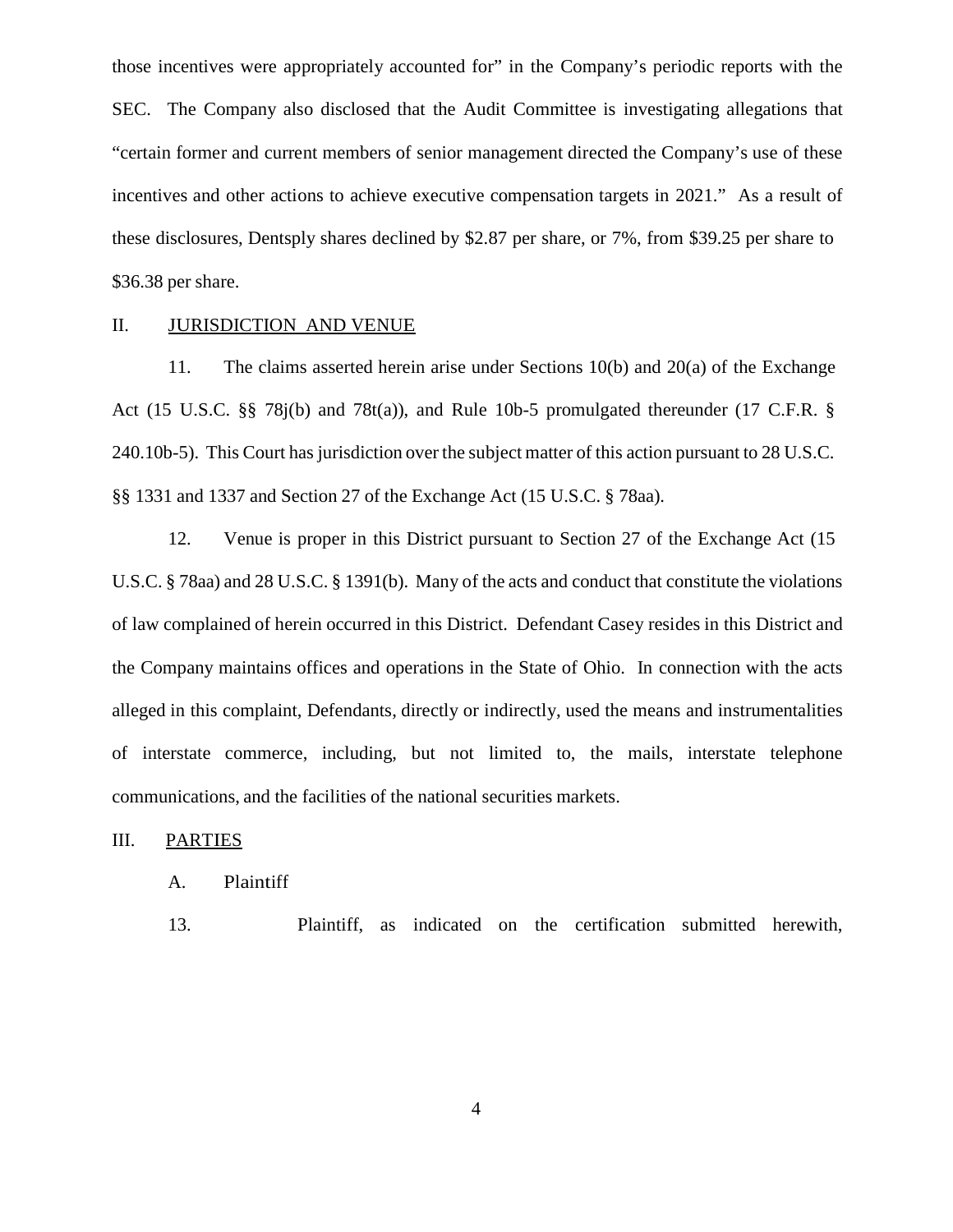those incentives were appropriately accounted for" in the Company's periodic reports with the SEC. The Company also disclosed that the Audit Committee is investigating allegations that "certain former and current members of senior management directed the Company's use of these incentives and other actions to achieve executive compensation targets in 2021." As a result of these disclosures, Dentsply shares declined by $2.87 per share, or 7%, from $39.25 per share to $36.38 per share.

## II. JURISDICTION AND VENUE

11. The claims asserted herein arise under Sections 10(b) and 20(a) of the Exchange Act (15 U.S.C. §§ 78j(b) and 78t(a)), and Rule 10b-5 promulgated thereunder (17 C.F.R. § 240.10b-5). This Court has jurisdiction over the subject matter of this action pursuant to 28 U.S.C. §§ 1331 and 1337 and Section 27 of the Exchange Act (15 U.S.C. § 78aa).

12. Venue is proper in this District pursuant to Section 27 of the Exchange Act (15 U.S.C. § 78aa) and 28 U.S.C. § 1391(b). Many of the acts and conduct that constitute the violations of law complained of herein occurred in this District. Defendant Casey resides in this District and the Company maintains offices and operations in the State of Ohio. In connection with the acts alleged in this complaint, Defendants, directly or indirectly, used the means and instrumentalities of interstate commerce, including, but not limited to, the mails, interstate telephone communications, and the facilities of the national securities markets.

## III. PARTIES

### A. Plaintiff

13. Plaintiff, as indicated on the certification submitted herewith,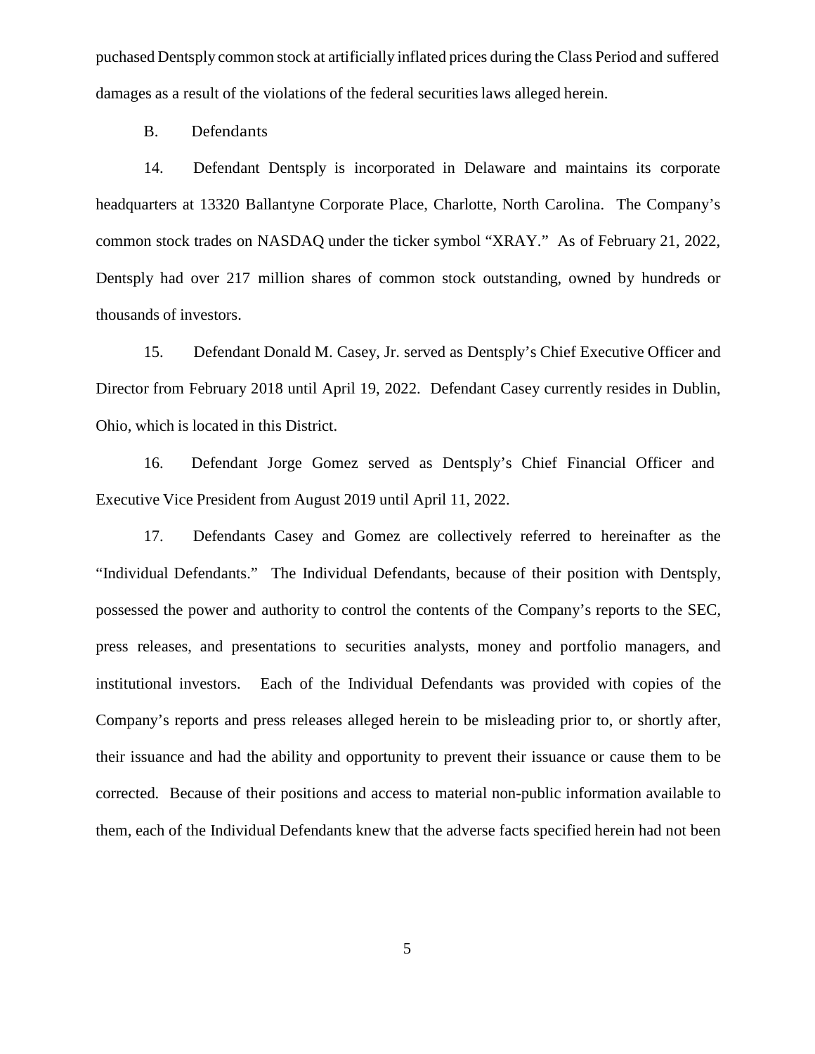puchased Dentsply common stock at artificially inflated prices during the Class Period and suffered damages as a result of the violations of the federal securities laws alleged herein.

B. Defendants

14. Defendant Dentsply is incorporated in Delaware and maintains its corporate headquarters at 13320 Ballantyne Corporate Place, Charlotte, North Carolina. The Company's common stock trades on NASDAQ under the ticker symbol "XRAY." As of February 21, 2022, Dentsply had over 217 million shares of common stock outstanding, owned by hundreds or thousands of investors.

15. Defendant Donald M. Casey, Jr. served as Dentsply's Chief Executive Officer and Director from February 2018 until April 19, 2022. Defendant Casey currently resides in Dublin, Ohio, which is located in this District.

16. Defendant Jorge Gomez served as Dentsply's Chief Financial Officer and Executive Vice President from August 2019 until April 11, 2022.

17. Defendants Casey and Gomez are collectively referred to hereinafter as the "Individual Defendants." The Individual Defendants, because of their position with Dentsply, possessed the power and authority to control the contents of the Company's reports to the SEC, press releases, and presentations to securities analysts, money and portfolio managers, and institutional investors. Each of the Individual Defendants was provided with copies of the Company's reports and press releases alleged herein to be misleading prior to, or shortly after, their issuance and had the ability and opportunity to prevent their issuance or cause them to be corrected. Because of their positions and access to material non-public information available to them, each of the Individual Defendants knew that the adverse facts specified herein had not been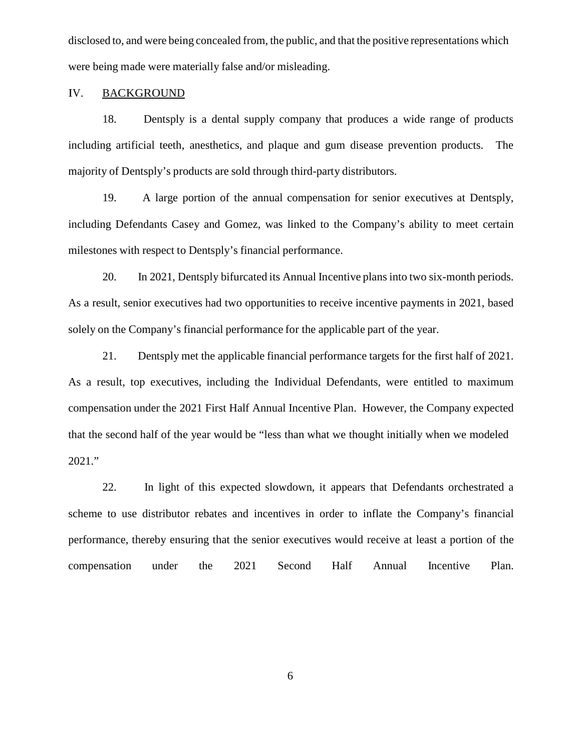disclosed to, and were being concealed from, the public, and that the positive representations which were being made were materially false and/or misleading.

## IV. BACKGROUND

18. Dentsply is a dental supply company that produces a wide range of products including artificial teeth, anesthetics, and plaque and gum disease prevention products. The majority of Dentsply's products are sold through third-party distributors.

19. A large portion of the annual compensation for senior executives at Dentsply, including Defendants Casey and Gomez, was linked to the Company's ability to meet certain milestones with respect to Dentsply's financial performance.

20. In 2021, Dentsply bifurcated its Annual Incentive plans into two six-month periods. As a result, senior executives had two opportunities to receive incentive payments in 2021, based solely on the Company's financial performance for the applicable part of the year.

21. Dentsply met the applicable financial performance targets for the first half of 2021. As a result, top executives, including the Individual Defendants, were entitled to maximum compensation under the 2021 First Half Annual Incentive Plan. However, the Company expected that the second half of the year would be "less than what we thought initially when we modeled 2021."

22. In light of this expected slowdown, it appears that Defendants orchestrated a scheme to use distributor rebates and incentives in order to inflate the Company's financial performance, thereby ensuring that the senior executives would receive at least a portion of the compensation under the 2021 Second Half Annual Incentive Plan.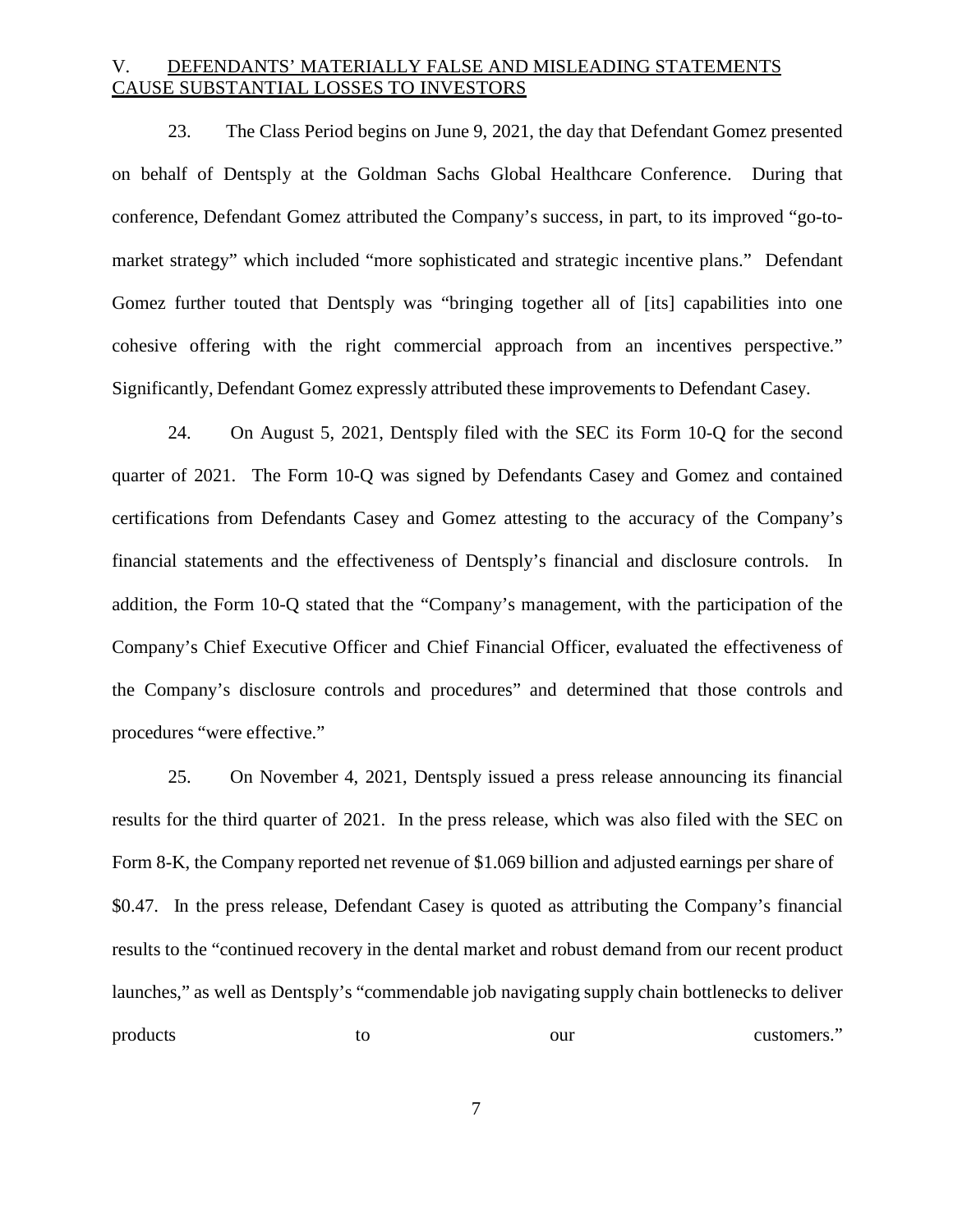## V. DEFENDANTS' MATERIALLY FALSE AND MISLEADING STATEMENTS CAUSE SUBSTANTIAL LOSSES TO INVESTORS

23. The Class Period begins on June 9, 2021, the day that Defendant Gomez presented on behalf of Dentsply at the Goldman Sachs Global Healthcare Conference. During that conference, Defendant Gomez attributed the Company's success, in part, to its improved "go-to-market strategy" which included "more sophisticated and strategic incentive plans." Defendant Gomez further touted that Dentsply was "bringing together all of [its] capabilities into one cohesive offering with the right commercial approach from an incentives perspective." Significantly, Defendant Gomez expressly attributed these improvements to Defendant Casey.

24. On August 5, 2021, Dentsply filed with the SEC its Form 10-Q for the second quarter of 2021. The Form 10-Q was signed by Defendants Casey and Gomez and contained certifications from Defendants Casey and Gomez attesting to the accuracy of the Company's financial statements and the effectiveness of Dentsply's financial and disclosure controls. In addition, the Form 10-Q stated that the "Company's management, with the participation of the Company's Chief Executive Officer and Chief Financial Officer, evaluated the effectiveness of the Company's disclosure controls and procedures" and determined that those controls and procedures "were effective."

25. On November 4, 2021, Dentsply issued a press release announcing its financial results for the third quarter of 2021. In the press release, which was also filed with the SEC on Form 8-K, the Company reported net revenue of $1.069 billion and adjusted earnings per share of $0.47. In the press release, Defendant Casey is quoted as attributing the Company's financial results to the "continued recovery in the dental market and robust demand from our recent product launches," as well as Dentsply's "commendable job navigating supply chain bottlenecks to deliver products to our customers."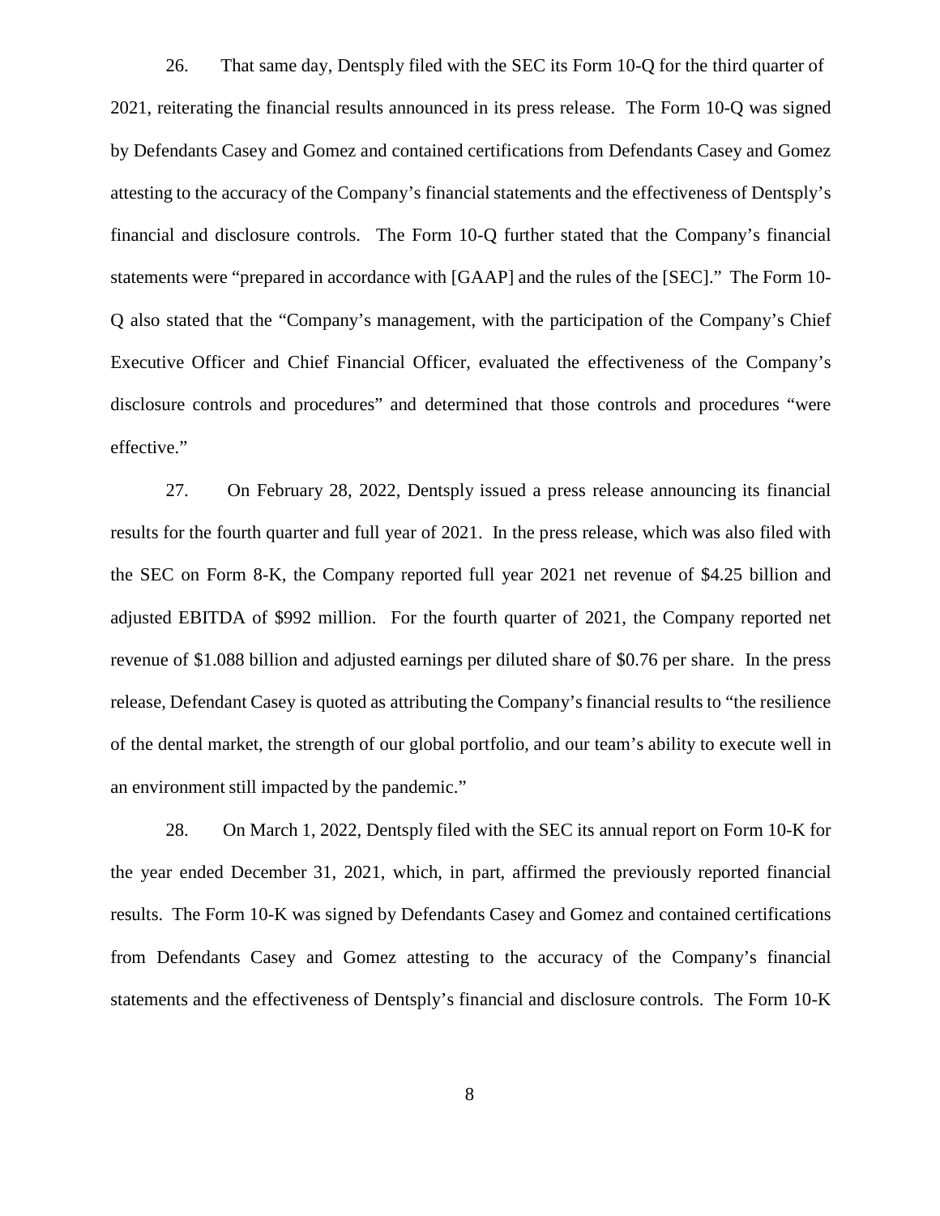26. That same day, Dentsply filed with the SEC its Form 10-Q for the third quarter of 2021, reiterating the financial results announced in its press release. The Form 10-Q was signed by Defendants Casey and Gomez and contained certifications from Defendants Casey and Gomez attesting to the accuracy of the Company's financial statements and the effectiveness of Dentsply's financial and disclosure controls. The Form 10-Q further stated that the Company's financial statements were "prepared in accordance with [GAAP] and the rules of the [SEC]." The Form 10-Q also stated that the "Company's management, with the participation of the Company's Chief Executive Officer and Chief Financial Officer, evaluated the effectiveness of the Company's disclosure controls and procedures" and determined that those controls and procedures "were effective."

27. On February 28, 2022, Dentsply issued a press release announcing its financial results for the fourth quarter and full year of 2021. In the press release, which was also filed with the SEC on Form 8-K, the Company reported full year 2021 net revenue of $4.25 billion and adjusted EBITDA of $992 million. For the fourth quarter of 2021, the Company reported net revenue of $1.088 billion and adjusted earnings per diluted share of $0.76 per share. In the press release, Defendant Casey is quoted as attributing the Company's financial results to "the resilience of the dental market, the strength of our global portfolio, and our team's ability to execute well in an environment still impacted by the pandemic."

28. On March 1, 2022, Dentsply filed with the SEC its annual report on Form 10-K for the year ended December 31, 2021, which, in part, affirmed the previously reported financial results. The Form 10-K was signed by Defendants Casey and Gomez and contained certifications from Defendants Casey and Gomez attesting to the accuracy of the Company's financial statements and the effectiveness of Dentsply's financial and disclosure controls. The Form 10-K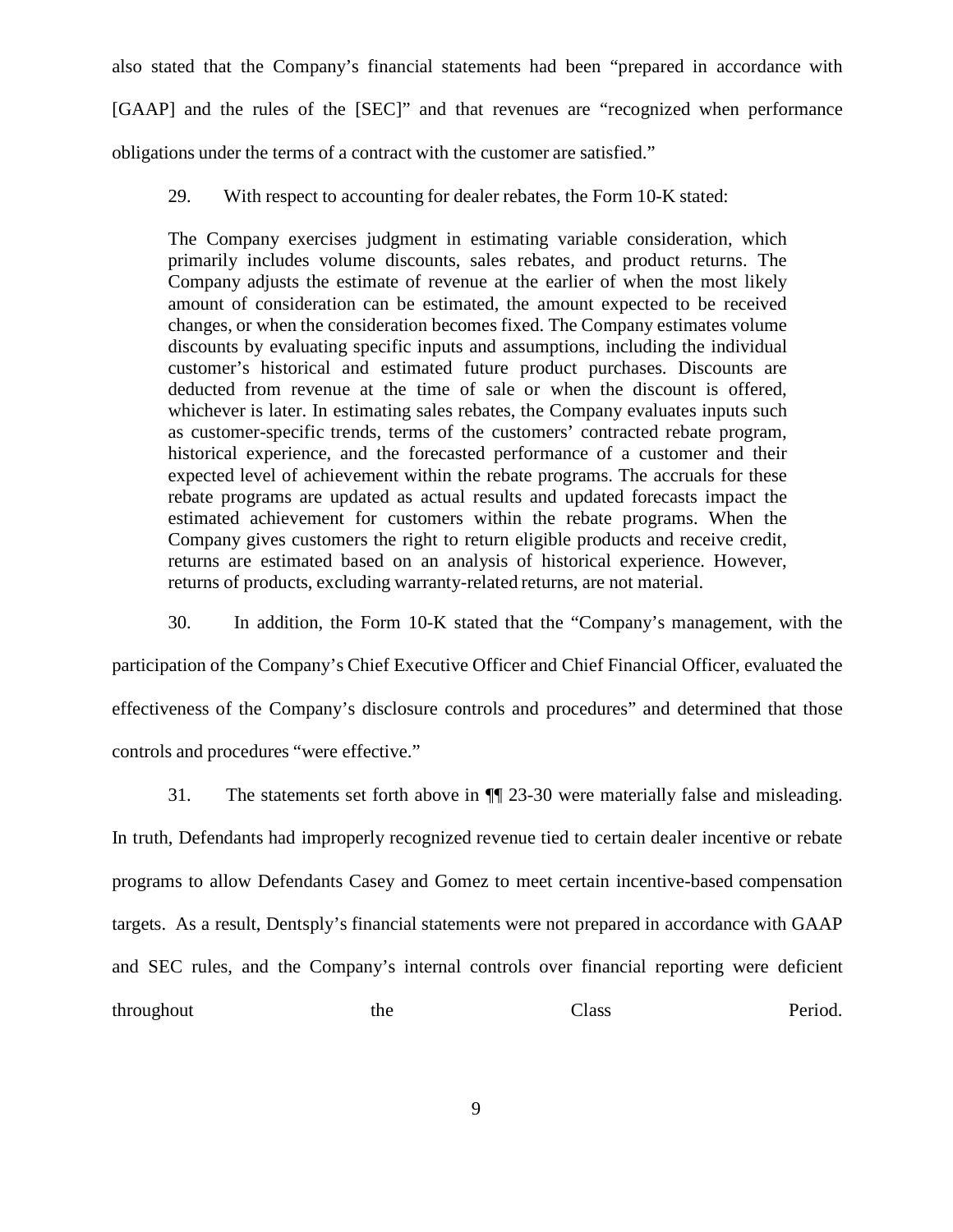also stated that the Company's financial statements had been "prepared in accordance with [GAAP] and the rules of the [SEC]" and that revenues are "recognized when performance obligations under the terms of a contract with the customer are satisfied."

29. With respect to accounting for dealer rebates, the Form 10-K stated:

> The Company exercises judgment in estimating variable consideration, which primarily includes volume discounts, sales rebates, and product returns. The Company adjusts the estimate of revenue at the earlier of when the most likely amount of consideration can be estimated, the amount expected to be received changes, or when the consideration becomes fixed. The Company estimates volume discounts by evaluating specific inputs and assumptions, including the individual customer's historical and estimated future product purchases. Discounts are deducted from revenue at the time of sale or when the discount is offered, whichever is later. In estimating sales rebates, the Company evaluates inputs such as customer-specific trends, terms of the customers' contracted rebate program, historical experience, and the forecasted performance of a customer and their expected level of achievement within the rebate programs. The accruals for these rebate programs are updated as actual results and updated forecasts impact the estimated achievement for customers within the rebate programs. When the Company gives customers the right to return eligible products and receive credit, returns are estimated based on an analysis of historical experience. However, returns of products, excluding warranty-related returns, are not material.

30. In addition, the Form 10-K stated that the "Company's management, with the participation of the Company's Chief Executive Officer and Chief Financial Officer, evaluated the effectiveness of the Company's disclosure controls and procedures" and determined that those controls and procedures "were effective."

31. The statements set forth above in ¶¶ 23-30 were materially false and misleading. In truth, Defendants had improperly recognized revenue tied to certain dealer incentive or rebate programs to allow Defendants Casey and Gomez to meet certain incentive-based compensation targets. As a result, Dentsply's financial statements were not prepared in accordance with GAAP and SEC rules, and the Company's internal controls over financial reporting were deficient throughout the Class Period.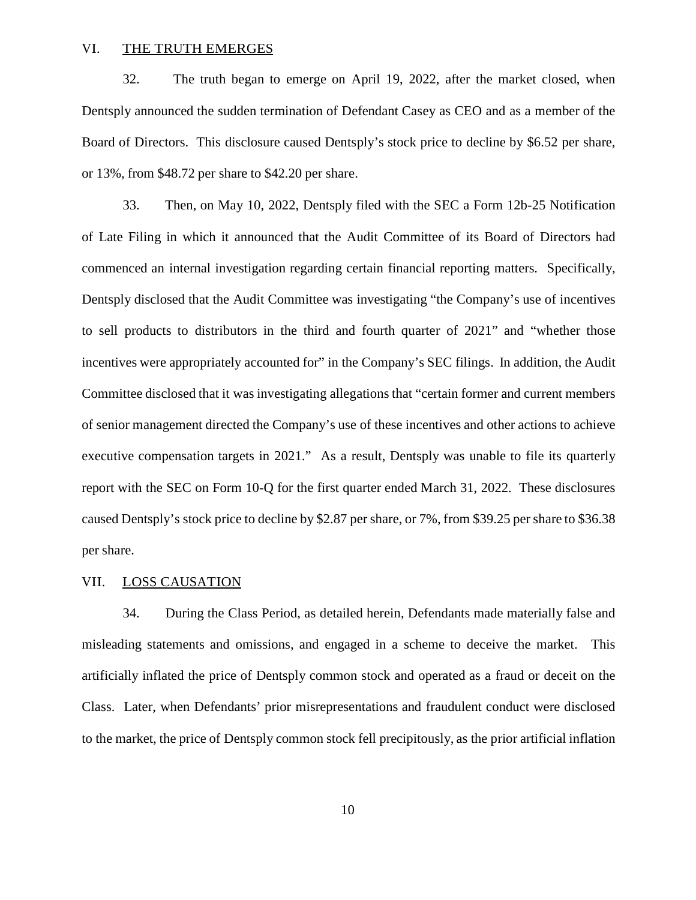## VI. THE TRUTH EMERGES

32. The truth began to emerge on April 19, 2022, after the market closed, when Dentsply announced the sudden termination of Defendant Casey as CEO and as a member of the Board of Directors. This disclosure caused Dentsply's stock price to decline by $6.52 per share, or 13%, from $48.72 per share to $42.20 per share.

33. Then, on May 10, 2022, Dentsply filed with the SEC a Form 12b-25 Notification of Late Filing in which it announced that the Audit Committee of its Board of Directors had commenced an internal investigation regarding certain financial reporting matters. Specifically, Dentsply disclosed that the Audit Committee was investigating "the Company's use of incentives to sell products to distributors in the third and fourth quarter of 2021" and "whether those incentives were appropriately accounted for" in the Company's SEC filings. In addition, the Audit Committee disclosed that it was investigating allegations that "certain former and current members of senior management directed the Company's use of these incentives and other actions to achieve executive compensation targets in 2021." As a result, Dentsply was unable to file its quarterly report with the SEC on Form 10-Q for the first quarter ended March 31, 2022. These disclosures caused Dentsply's stock price to decline by $2.87 per share, or 7%, from $39.25 per share to $36.38 per share.

## VII. LOSS CAUSATION

34. During the Class Period, as detailed herein, Defendants made materially false and misleading statements and omissions, and engaged in a scheme to deceive the market. This artificially inflated the price of Dentsply common stock and operated as a fraud or deceit on the Class. Later, when Defendants' prior misrepresentations and fraudulent conduct were disclosed to the market, the price of Dentsply common stock fell precipitously, as the prior artificial inflation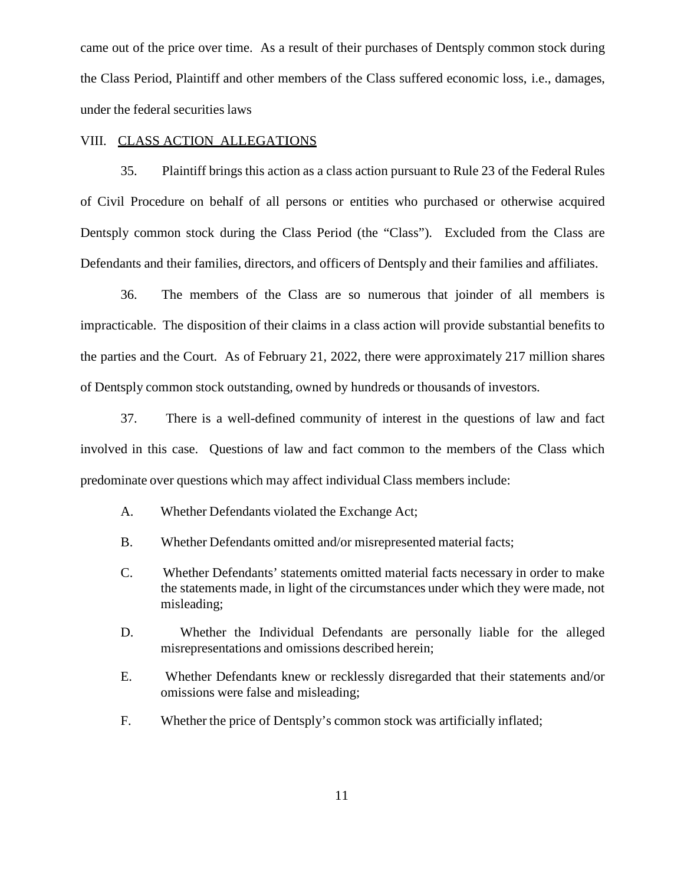came out of the price over time. As a result of their purchases of Dentsply common stock during the Class Period, Plaintiff and other members of the Class suffered economic loss, i.e., damages, under the federal securities laws

## VIII. CLASS ACTION ALLEGATIONS

35. Plaintiff brings this action as a class action pursuant to Rule 23 of the Federal Rules of Civil Procedure on behalf of all persons or entities who purchased or otherwise acquired Dentsply common stock during the Class Period (the "Class"). Excluded from the Class are Defendants and their families, directors, and officers of Dentsply and their families and affiliates.

36. The members of the Class are so numerous that joinder of all members is impracticable. The disposition of their claims in a class action will provide substantial benefits to the parties and the Court. As of February 21, 2022, there were approximately 217 million shares of Dentsply common stock outstanding, owned by hundreds or thousands of investors.

37. There is a well-defined community of interest in the questions of law and fact involved in this case. Questions of law and fact common to the members of the Class which predominate over questions which may affect individual Class members include:

A. Whether Defendants violated the Exchange Act;

B. Whether Defendants omitted and/or misrepresented material facts;

C. Whether Defendants' statements omitted material facts necessary in order to make the statements made, in light of the circumstances under which they were made, not misleading;

D. Whether the Individual Defendants are personally liable for the alleged misrepresentations and omissions described herein;

E. Whether Defendants knew or recklessly disregarded that their statements and/or omissions were false and misleading;

F. Whether the price of Dentsply's common stock was artificially inflated;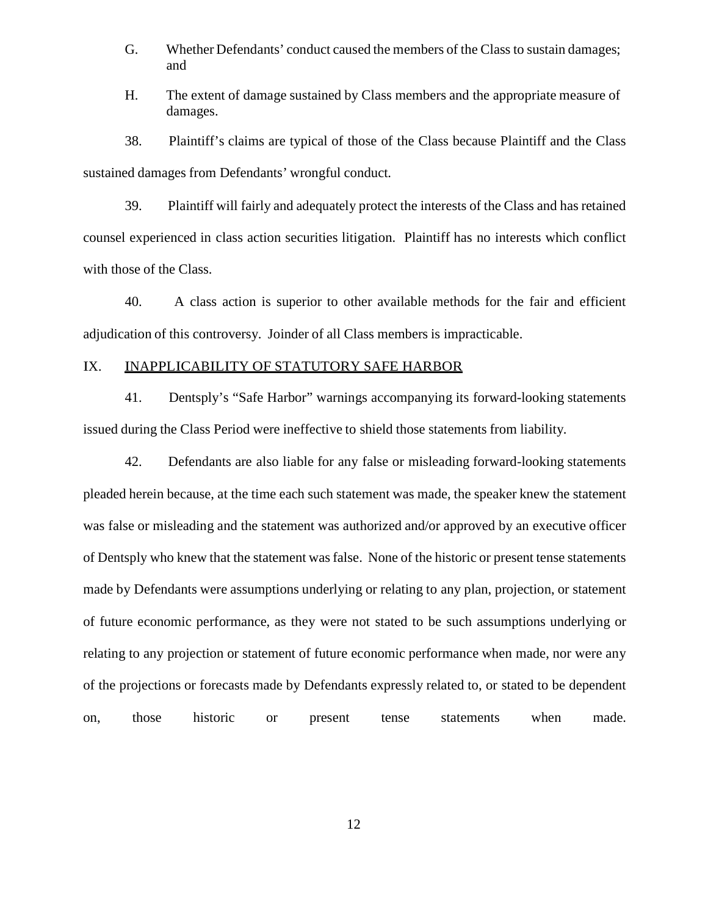G. Whether Defendants' conduct caused the members of the Class to sustain damages; and

H. The extent of damage sustained by Class members and the appropriate measure of damages.

38. Plaintiff's claims are typical of those of the Class because Plaintiff and the Class sustained damages from Defendants' wrongful conduct.

39. Plaintiff will fairly and adequately protect the interests of the Class and has retained counsel experienced in class action securities litigation. Plaintiff has no interests which conflict with those of the Class.

40. A class action is superior to other available methods for the fair and efficient adjudication of this controversy. Joinder of all Class members is impracticable.

## IX. <u>INAPPLICABILITY OF STATUTORY SAFE HARBOR</u>

41. Dentsply's "Safe Harbor" warnings accompanying its forward-looking statements issued during the Class Period were ineffective to shield those statements from liability.

42. Defendants are also liable for any false or misleading forward-looking statements pleaded herein because, at the time each such statement was made, the speaker knew the statement was false or misleading and the statement was authorized and/or approved by an executive officer of Dentsply who knew that the statement was false. None of the historic or present tense statements made by Defendants were assumptions underlying or relating to any plan, projection, or statement of future economic performance, as they were not stated to be such assumptions underlying or relating to any projection or statement of future economic performance when made, nor were any of the projections or forecasts made by Defendants expressly related to, or stated to be dependent on, those historic or present tense statements when made.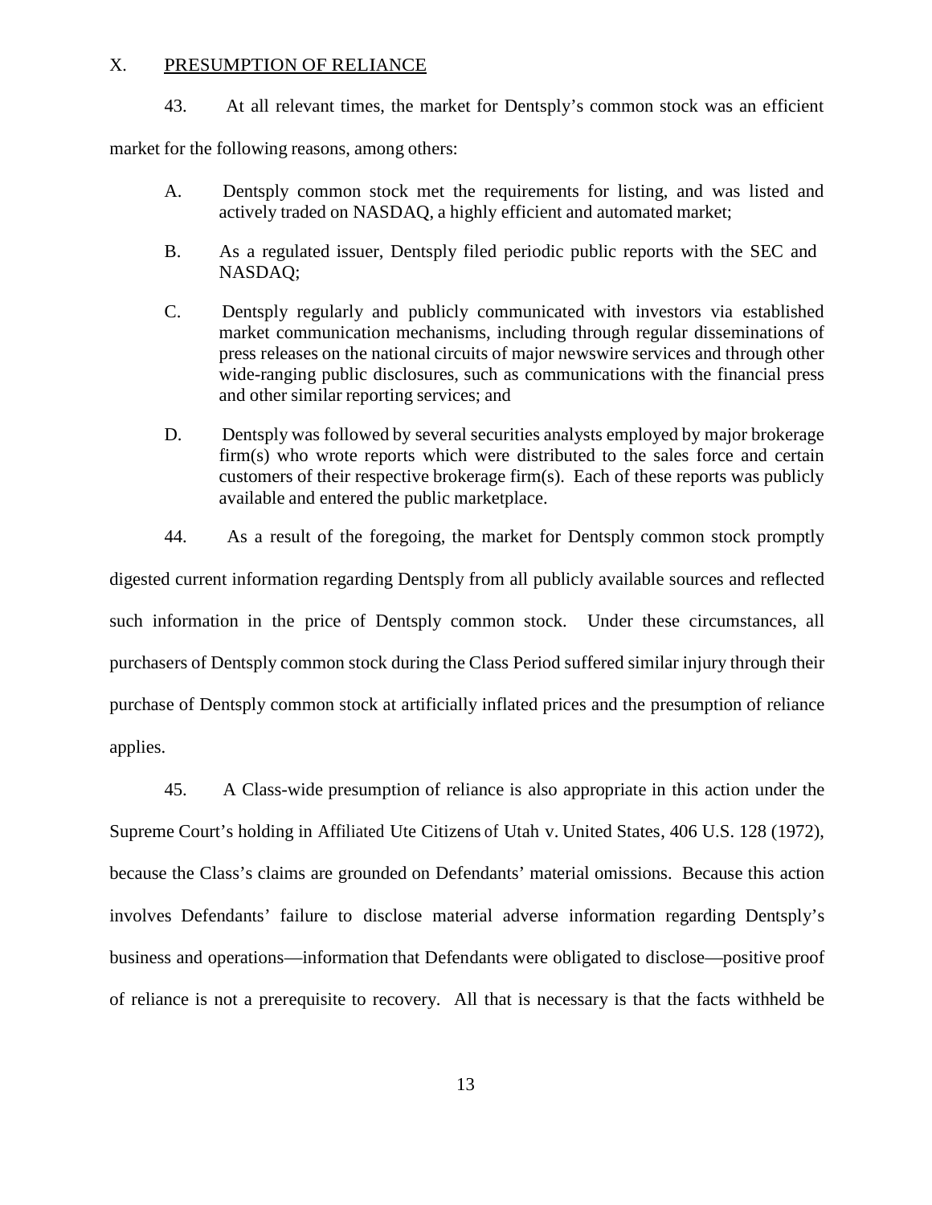## X. PRESUMPTION OF RELIANCE

43. At all relevant times, the market for Dentsply's common stock was an efficient market for the following reasons, among others:

A. Dentsply common stock met the requirements for listing, and was listed and actively traded on NASDAQ, a highly efficient and automated market;

B. As a regulated issuer, Dentsply filed periodic public reports with the SEC and NASDAQ;

C. Dentsply regularly and publicly communicated with investors via established market communication mechanisms, including through regular disseminations of press releases on the national circuits of major newswire services and through other wide-ranging public disclosures, such as communications with the financial press and other similar reporting services; and

D. Dentsply was followed by several securities analysts employed by major brokerage firm(s) who wrote reports which were distributed to the sales force and certain customers of their respective brokerage firm(s). Each of these reports was publicly available and entered the public marketplace.

44. As a result of the foregoing, the market for Dentsply common stock promptly digested current information regarding Dentsply from all publicly available sources and reflected such information in the price of Dentsply common stock. Under these circumstances, all purchasers of Dentsply common stock during the Class Period suffered similar injury through their purchase of Dentsply common stock at artificially inflated prices and the presumption of reliance applies.

45. A Class-wide presumption of reliance is also appropriate in this action under the Supreme Court's holding in Affiliated Ute Citizens of Utah v. United States, 406 U.S. 128 (1972), because the Class's claims are grounded on Defendants' material omissions. Because this action involves Defendants' failure to disclose material adverse information regarding Dentsply's business and operations—information that Defendants were obligated to disclose—positive proof of reliance is not a prerequisite to recovery. All that is necessary is that the facts withheld be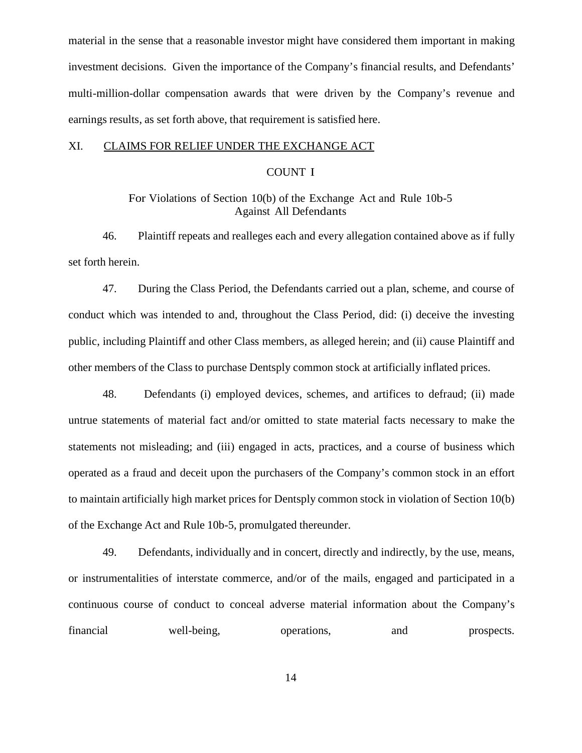material in the sense that a reasonable investor might have considered them important in making investment decisions. Given the importance of the Company's financial results, and Defendants' multi-million-dollar compensation awards that were driven by the Company's revenue and earnings results, as set forth above, that requirement is satisfied here.

## XI. CLAIMS FOR RELIEF UNDER THE EXCHANGE ACT

### COUNT I

### For Violations of Section 10(b) of the Exchange Act and Rule 10b-5 Against All Defendants

46. Plaintiff repeats and realleges each and every allegation contained above as if fully set forth herein.

47. During the Class Period, the Defendants carried out a plan, scheme, and course of conduct which was intended to and, throughout the Class Period, did: (i) deceive the investing public, including Plaintiff and other Class members, as alleged herein; and (ii) cause Plaintiff and other members of the Class to purchase Dentsply common stock at artificially inflated prices.

48. Defendants (i) employed devices, schemes, and artifices to defraud; (ii) made untrue statements of material fact and/or omitted to state material facts necessary to make the statements not misleading; and (iii) engaged in acts, practices, and a course of business which operated as a fraud and deceit upon the purchasers of the Company's common stock in an effort to maintain artificially high market prices for Dentsply common stock in violation of Section 10(b) of the Exchange Act and Rule 10b-5, promulgated thereunder.

49. Defendants, individually and in concert, directly and indirectly, by the use, means, or instrumentalities of interstate commerce, and/or of the mails, engaged and participated in a continuous course of conduct to conceal adverse material information about the Company's financial well-being, operations, and prospects.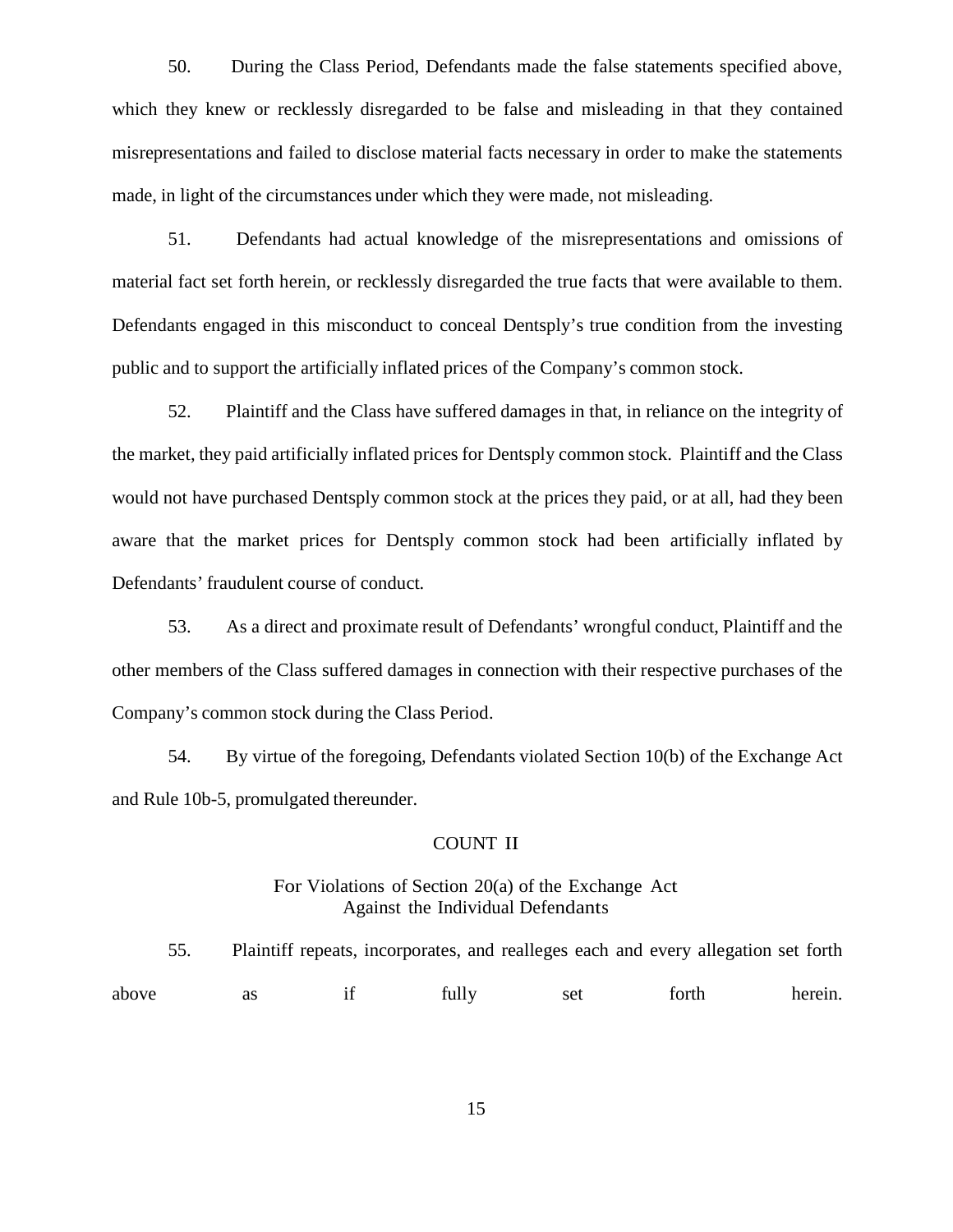50. During the Class Period, Defendants made the false statements specified above, which they knew or recklessly disregarded to be false and misleading in that they contained misrepresentations and failed to disclose material facts necessary in order to make the statements made, in light of the circumstances under which they were made, not misleading.

51. Defendants had actual knowledge of the misrepresentations and omissions of material fact set forth herein, or recklessly disregarded the true facts that were available to them. Defendants engaged in this misconduct to conceal Dentsply's true condition from the investing public and to support the artificially inflated prices of the Company's common stock.

52. Plaintiff and the Class have suffered damages in that, in reliance on the integrity of the market, they paid artificially inflated prices for Dentsply common stock. Plaintiff and the Class would not have purchased Dentsply common stock at the prices they paid, or at all, had they been aware that the market prices for Dentsply common stock had been artificially inflated by Defendants' fraudulent course of conduct.

53. As a direct and proximate result of Defendants' wrongful conduct, Plaintiff and the other members of the Class suffered damages in connection with their respective purchases of the Company's common stock during the Class Period.

54. By virtue of the foregoing, Defendants violated Section 10(b) of the Exchange Act and Rule 10b-5, promulgated thereunder.

## COUNT II

### For Violations of Section 20(a) of the Exchange Act Against the Individual Defendants

55. Plaintiff repeats, incorporates, and realleges each and every allegation set forth above as if fully set forth herein.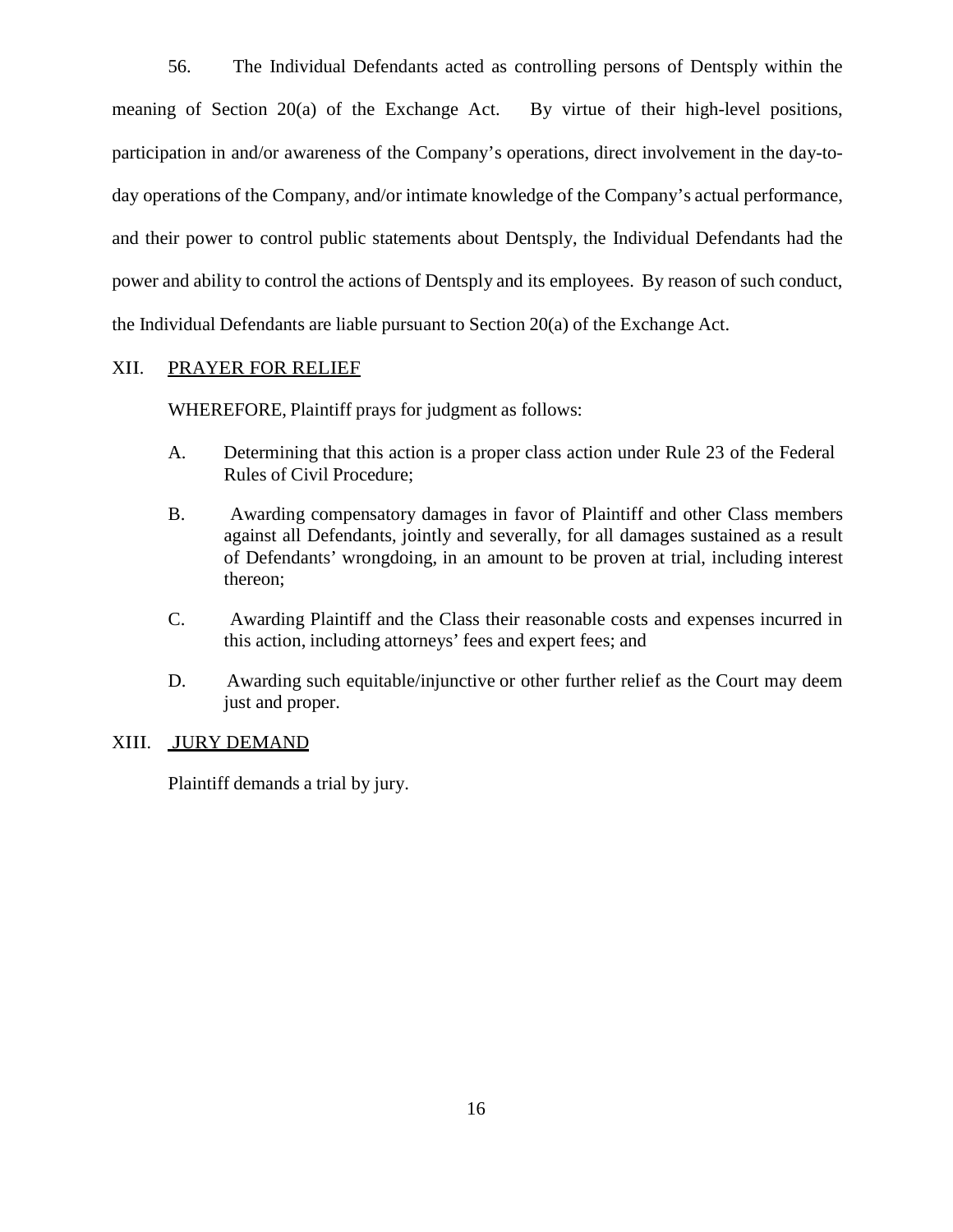56. The Individual Defendants acted as controlling persons of Dentsply within the meaning of Section 20(a) of the Exchange Act. By virtue of their high-level positions, participation in and/or awareness of the Company's operations, direct involvement in the day-to-day operations of the Company, and/or intimate knowledge of the Company's actual performance, and their power to control public statements about Dentsply, the Individual Defendants had the power and ability to control the actions of Dentsply and its employees. By reason of such conduct, the Individual Defendants are liable pursuant to Section 20(a) of the Exchange Act.

## XII. PRAYER FOR RELIEF

WHEREFORE, Plaintiff prays for judgment as follows:

A. Determining that this action is a proper class action under Rule 23 of the Federal Rules of Civil Procedure;

B. Awarding compensatory damages in favor of Plaintiff and other Class members against all Defendants, jointly and severally, for all damages sustained as a result of Defendants' wrongdoing, in an amount to be proven at trial, including interest thereon;

C. Awarding Plaintiff and the Class their reasonable costs and expenses incurred in this action, including attorneys' fees and expert fees; and

D. Awarding such equitable/injunctive or other further relief as the Court may deem just and proper.

## XIII. JURY DEMAND

Plaintiff demands a trial by jury.